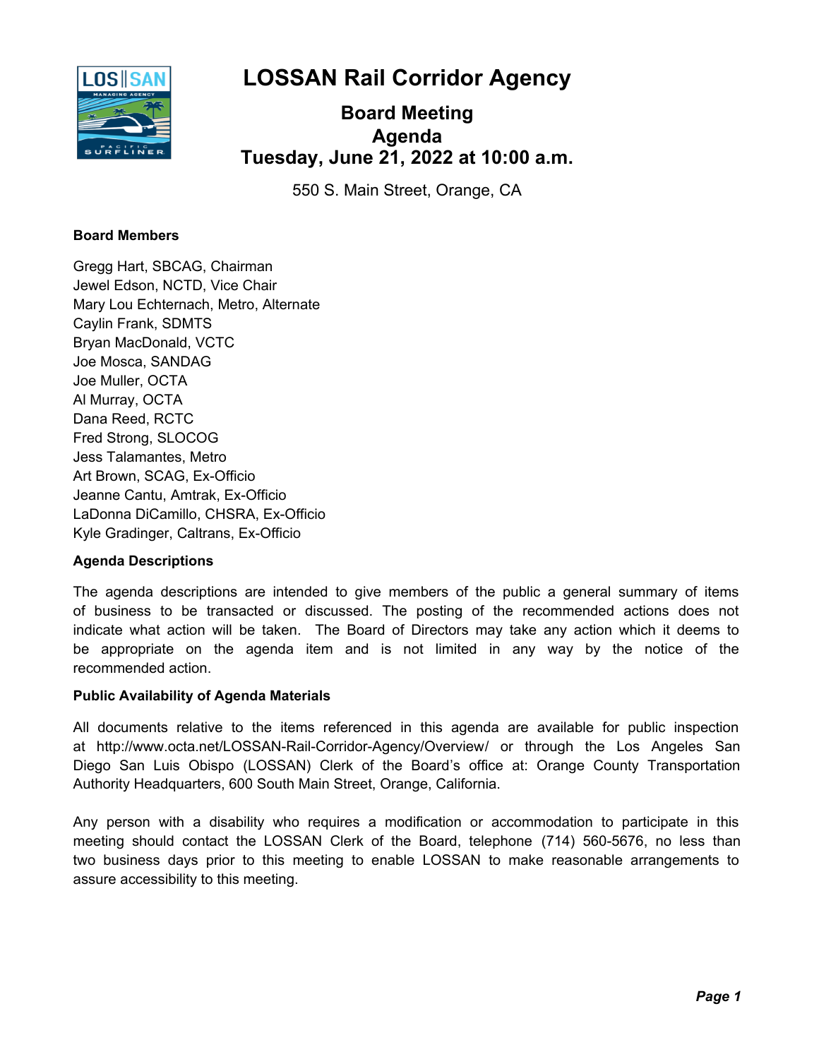# LOSSAN Rail Corridor Agency

## Board Meeting
## Agenda
## Tuesday, June 21, 2022 at 10:00 a.m.

550 S. Main Street, Orange, CA

**Board Members**

Gregg Hart, SBCAG, Chairman
Jewel Edson, NCTD, Vice Chair
Mary Lou Echternach, Metro, Alternate
Caylin Frank, SDMTS
Bryan MacDonald, VCTC
Joe Mosca, SANDAG
Joe Muller, OCTA
Al Murray, OCTA
Dana Reed, RCTC
Fred Strong, SLOCOG
Jess Talamantes, Metro
Art Brown, SCAG, Ex-Officio
Jeanne Cantu, Amtrak, Ex-Officio
LaDonna DiCamillo, CHSRA, Ex-Officio
Kyle Gradinger, Caltrans, Ex-Officio

**Agenda Descriptions**

The agenda descriptions are intended to give members of the public a general summary of items of business to be transacted or discussed. The posting of the recommended actions does not indicate what action will be taken. The Board of Directors may take any action which it deems to be appropriate on the agenda item and is not limited in any way by the notice of the recommended action.

**Public Availability of Agenda Materials**

All documents relative to the items referenced in this agenda are available for public inspection at http://www.octa.net/LOSSAN-Rail-Corridor-Agency/Overview/ or through the Los Angeles San Diego San Luis Obispo (LOSSAN) Clerk of the Board's office at: Orange County Transportation Authority Headquarters, 600 South Main Street, Orange, California.

Any person with a disability who requires a modification or accommodation to participate in this meeting should contact the LOSSAN Clerk of the Board, telephone (714) 560-5676, no less than two business days prior to this meeting to enable LOSSAN to make reasonable arrangements to assure accessibility to this meeting.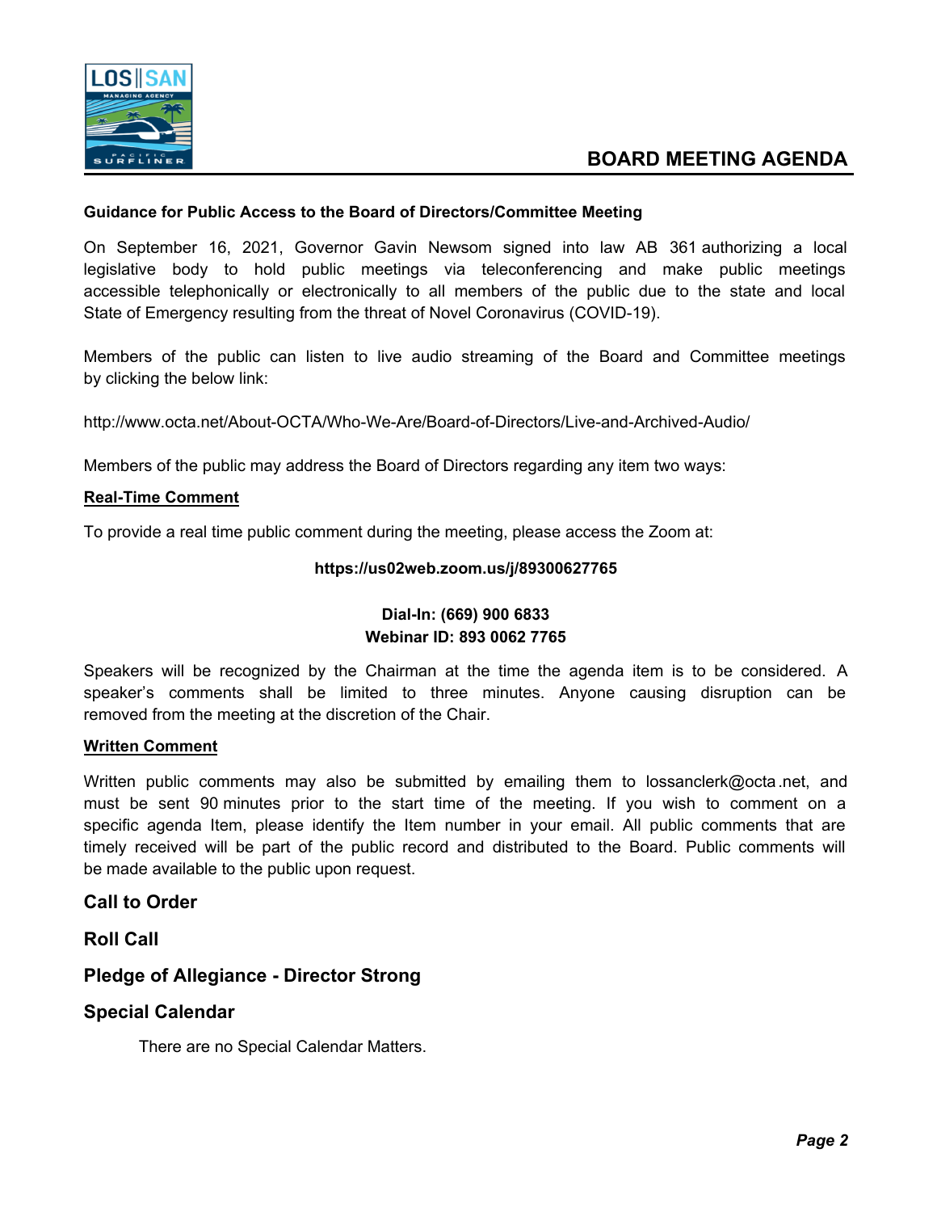# BOARD MEETING AGENDA

**Guidance for Public Access to the Board of Directors/Committee Meeting**

On September 16, 2021, Governor Gavin Newsom signed into law AB 361 authorizing a local legislative body to hold public meetings via teleconferencing and make public meetings accessible telephonically or electronically to all members of the public due to the state and local State of Emergency resulting from the threat of Novel Coronavirus (COVID-19).

Members of the public can listen to live audio streaming of the Board and Committee meetings by clicking the below link:

http://www.octa.net/About-OCTA/Who-We-Are/Board-of-Directors/Live-and-Archived-Audio/

Members of the public may address the Board of Directors regarding any item two ways:

**Real-Time Comment**

To provide a real time public comment during the meeting, please access the Zoom at:

**https://us02web.zoom.us/j/89300627765**

**Dial-In: (669) 900 6833**
**Webinar ID: 893 0062 7765**

Speakers will be recognized by the Chairman at the time the agenda item is to be considered. A speaker's comments shall be limited to three minutes. Anyone causing disruption can be removed from the meeting at the discretion of the Chair.

**Written Comment**

Written public comments may also be submitted by emailing them to lossanclerk@octa.net, and must be sent 90 minutes prior to the start time of the meeting. If you wish to comment on a specific agenda Item, please identify the Item number in your email. All public comments that are timely received will be part of the public record and distributed to the Board. Public comments will be made available to the public upon request.

## Call to Order

## Roll Call

## Pledge of Allegiance - Director Strong

## Special Calendar

There are no Special Calendar Matters.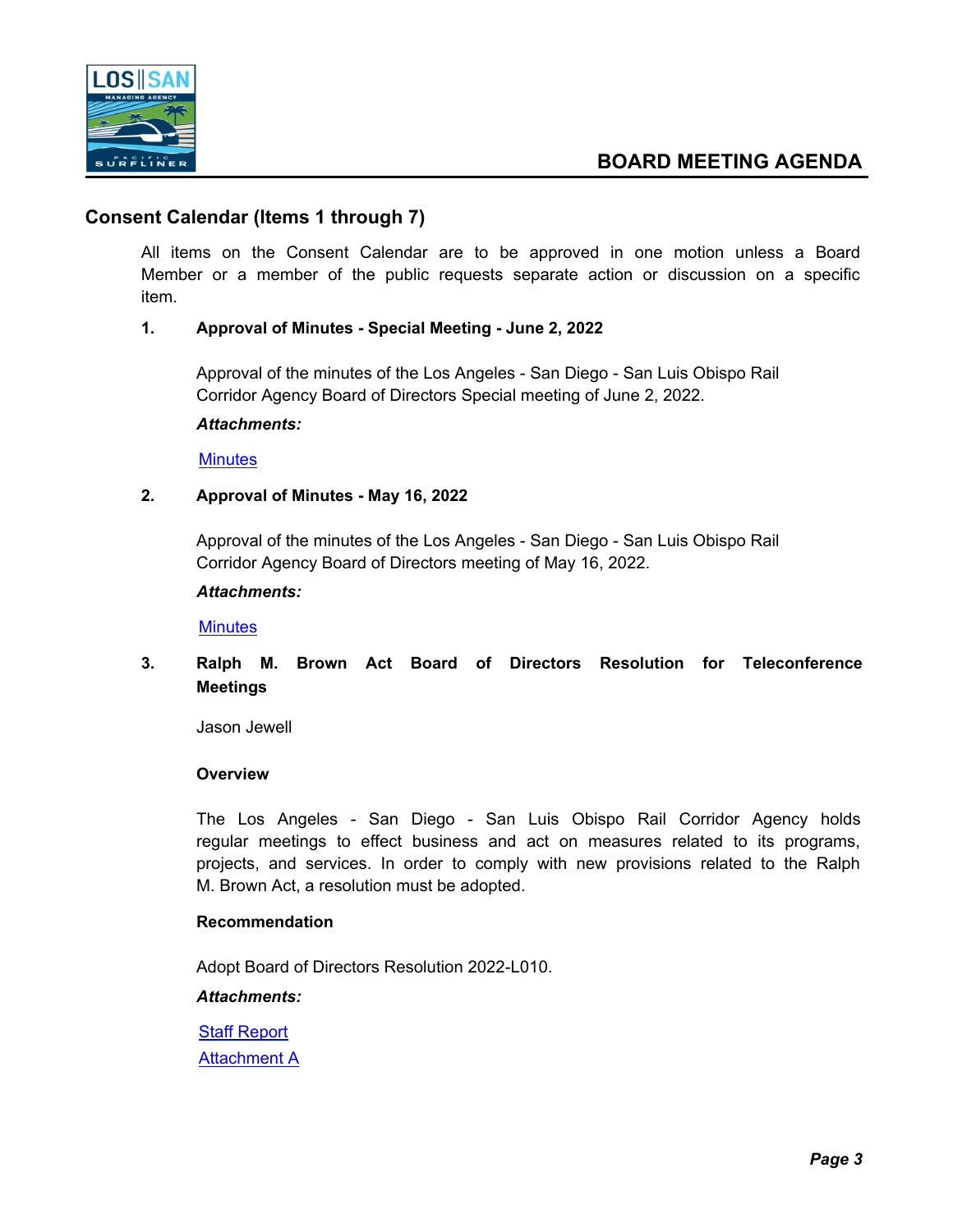# BOARD MEETING AGENDA

## Consent Calendar (Items 1 through 7)

All items on the Consent Calendar are to be approved in one motion unless a Board Member or a member of the public requests separate action or discussion on a specific item.

**1. Approval of Minutes - Special Meeting - June 2, 2022**

Approval of the minutes of the Los Angeles - San Diego - San Luis Obispo Rail Corridor Agency Board of Directors Special meeting of June 2, 2022.

***Attachments:***

Minutes

**2. Approval of Minutes - May 16, 2022**

Approval of the minutes of the Los Angeles - San Diego - San Luis Obispo Rail Corridor Agency Board of Directors meeting of May 16, 2022.

***Attachments:***

Minutes

**3. Ralph M. Brown Act Board of Directors Resolution for Teleconference Meetings**

Jason Jewell

**Overview**

The Los Angeles - San Diego - San Luis Obispo Rail Corridor Agency holds regular meetings to effect business and act on measures related to its programs, projects, and services. In order to comply with new provisions related to the Ralph M. Brown Act, a resolution must be adopted.

**Recommendation**

Adopt Board of Directors Resolution 2022-L010.

***Attachments:***

Staff Report
Attachment A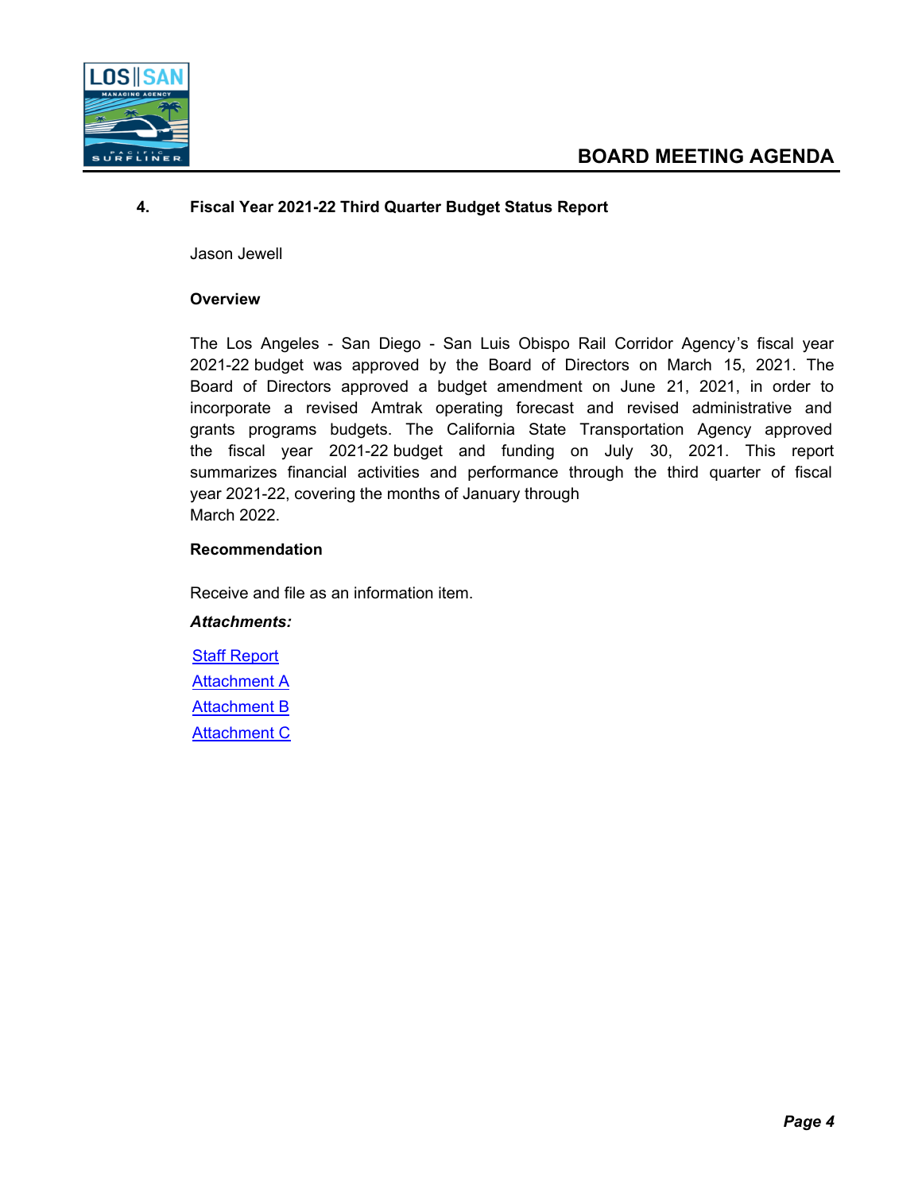# BOARD MEETING AGENDA

## 4. Fiscal Year 2021-22 Third Quarter Budget Status Report

Jason Jewell

### Overview

The Los Angeles - San Diego - San Luis Obispo Rail Corridor Agency's fiscal year 2021-22 budget was approved by the Board of Directors on March 15, 2021. The Board of Directors approved a budget amendment on June 21, 2021, in order to incorporate a revised Amtrak operating forecast and revised administrative and grants programs budgets. The California State Transportation Agency approved the fiscal year 2021-22 budget and funding on July 30, 2021. This report summarizes financial activities and performance through the third quarter of fiscal year 2021-22, covering the months of January through March 2022.

### Recommendation

Receive and file as an information item.

***Attachments:***

Staff Report
Attachment A
Attachment B
Attachment C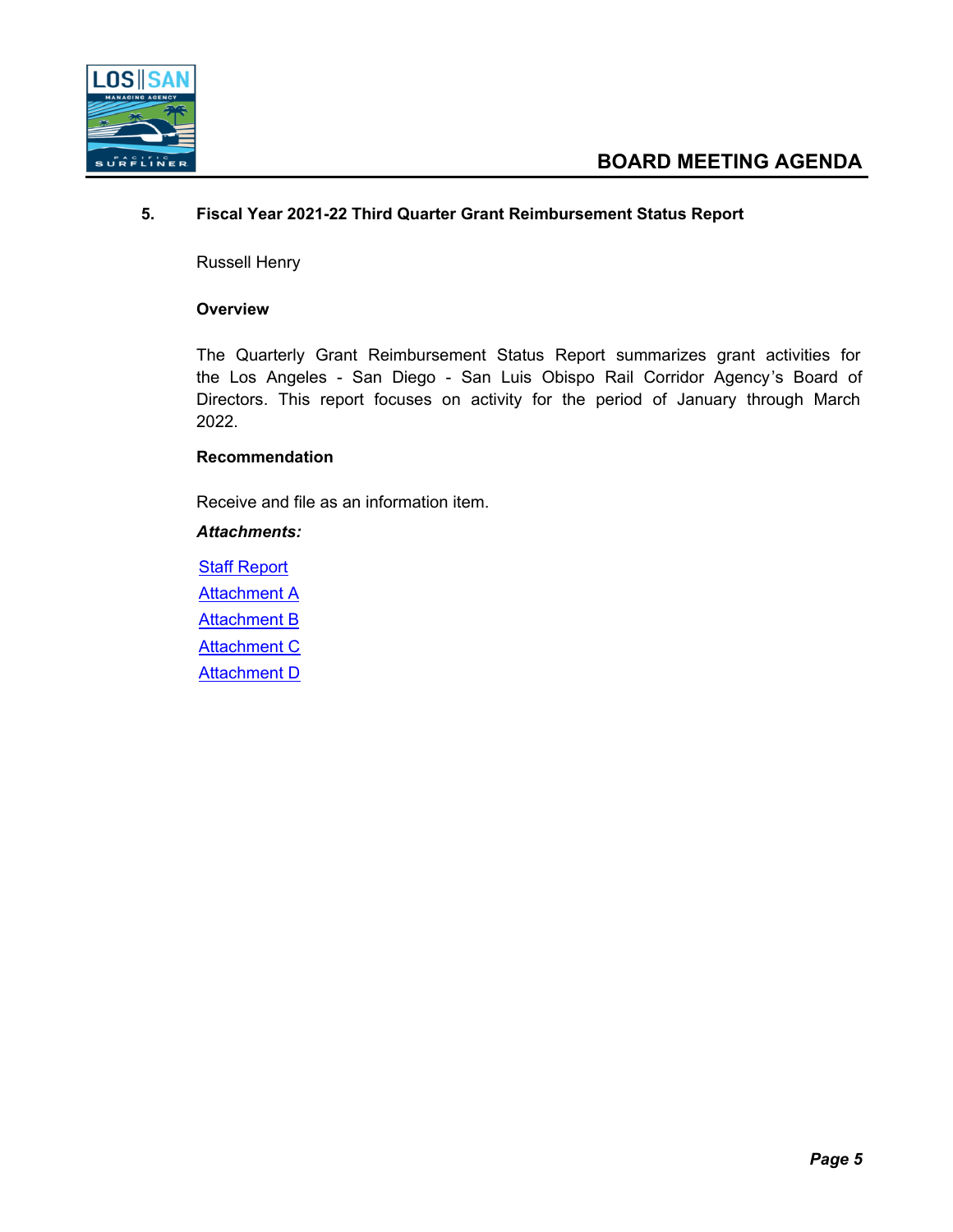# BOARD MEETING AGENDA

### 5. Fiscal Year 2021-22 Third Quarter Grant Reimbursement Status Report

Russell Henry

**Overview**

The Quarterly Grant Reimbursement Status Report summarizes grant activities for the Los Angeles - San Diego - San Luis Obispo Rail Corridor Agency's Board of Directors. This report focuses on activity for the period of January through March 2022.

**Recommendation**

Receive and file as an information item.

***Attachments:***

Staff Report

Attachment A

Attachment B

Attachment C

Attachment D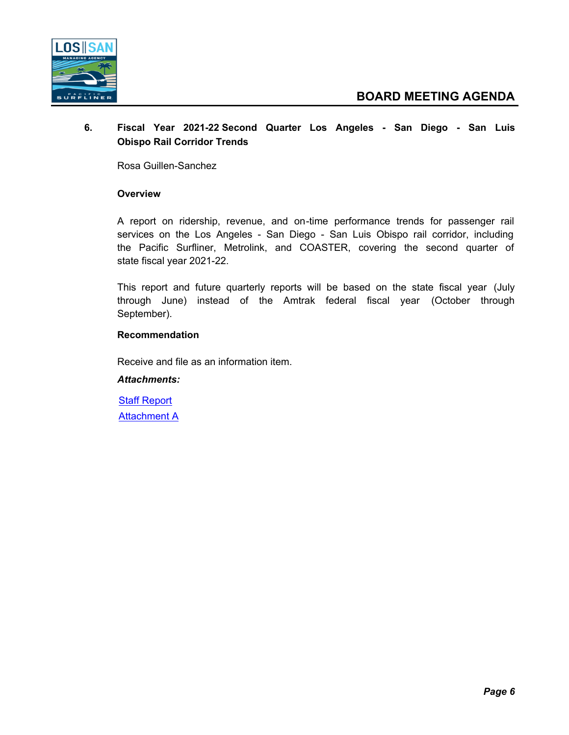# BOARD MEETING AGENDA

## 6. Fiscal Year 2021-22 Second Quarter Los Angeles - San Diego - San Luis Obispo Rail Corridor Trends

Rosa Guillen-Sanchez

**Overview**

A report on ridership, revenue, and on-time performance trends for passenger rail services on the Los Angeles - San Diego - San Luis Obispo rail corridor, including the Pacific Surfliner, Metrolink, and COASTER, covering the second quarter of state fiscal year 2021-22.

This report and future quarterly reports will be based on the state fiscal year (July through June) instead of the Amtrak federal fiscal year (October through September).

**Recommendation**

Receive and file as an information item.

***Attachments:***

Staff Report
Attachment A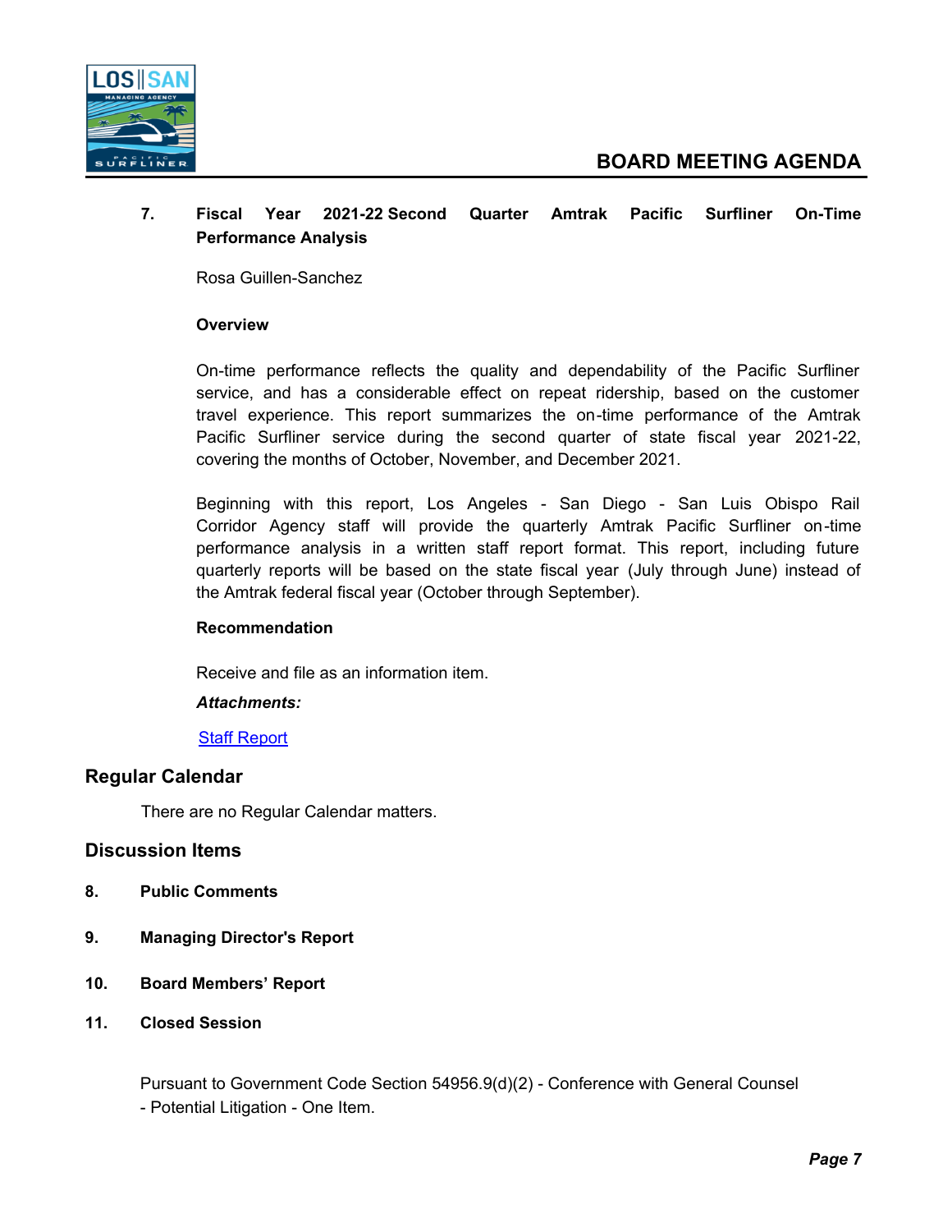**7. Fiscal Year 2021-22 Second Quarter Amtrak Pacific Surfliner On-Time Performance Analysis**

Rosa Guillen-Sanchez

**Overview**

On-time performance reflects the quality and dependability of the Pacific Surfliner service, and has a considerable effect on repeat ridership, based on the customer travel experience. This report summarizes the on-time performance of the Amtrak Pacific Surfliner service during the second quarter of state fiscal year 2021-22, covering the months of October, November, and December 2021.

Beginning with this report, Los Angeles - San Diego - San Luis Obispo Rail Corridor Agency staff will provide the quarterly Amtrak Pacific Surfliner on-time performance analysis in a written staff report format. This report, including future quarterly reports will be based on the state fiscal year (July through June) instead of the Amtrak federal fiscal year (October through September).

**Recommendation**

Receive and file as an information item.

***Attachments:***

Staff Report

## Regular Calendar

There are no Regular Calendar matters.

## Discussion Items

**8. Public Comments**

**9. Managing Director's Report**

**10. Board Members' Report**

**11. Closed Session**

Pursuant to Government Code Section 54956.9(d)(2) - Conference with General Counsel - Potential Litigation - One Item.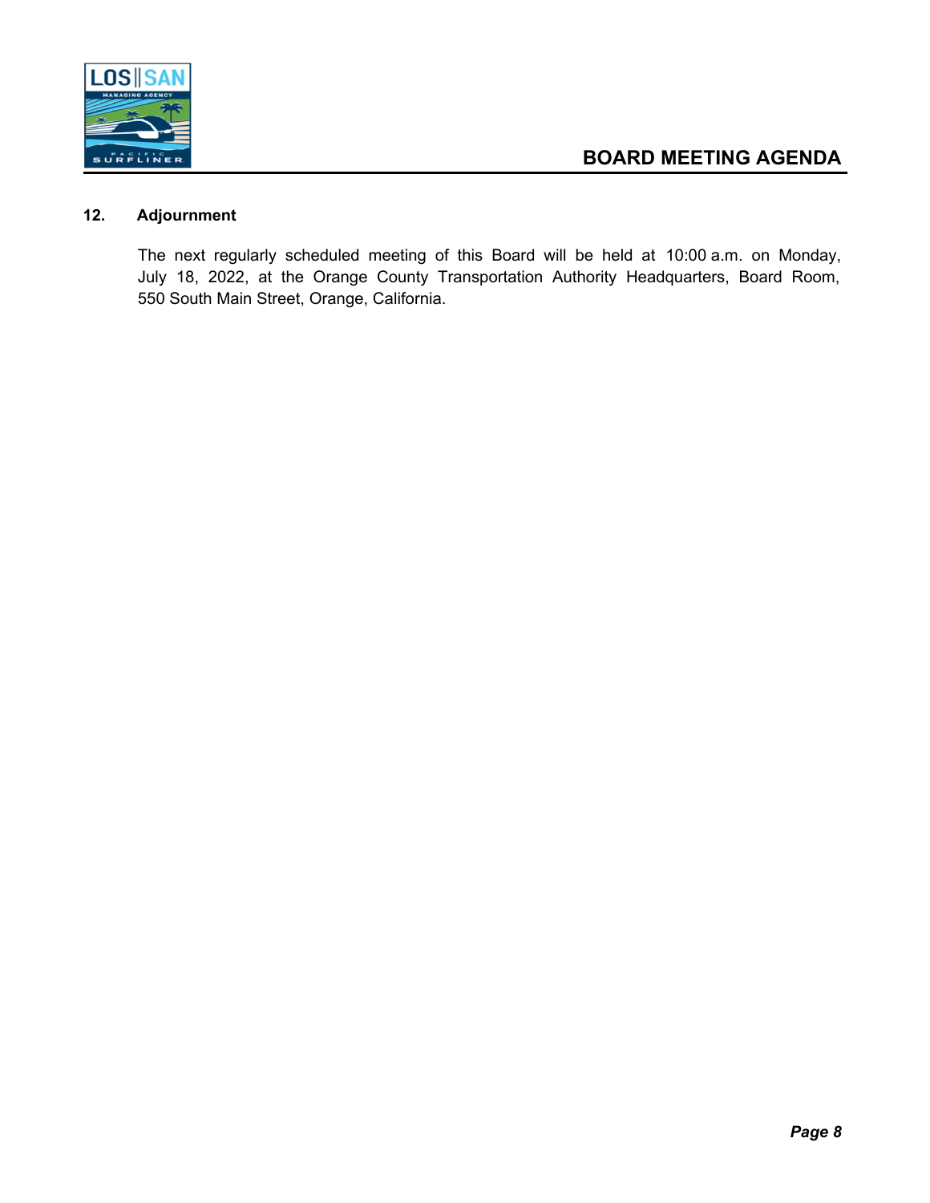## 12. Adjournment

The next regularly scheduled meeting of this Board will be held at 10:00 a.m. on Monday, July 18, 2022, at the Orange County Transportation Authority Headquarters, Board Room, 550 South Main Street, Orange, California.